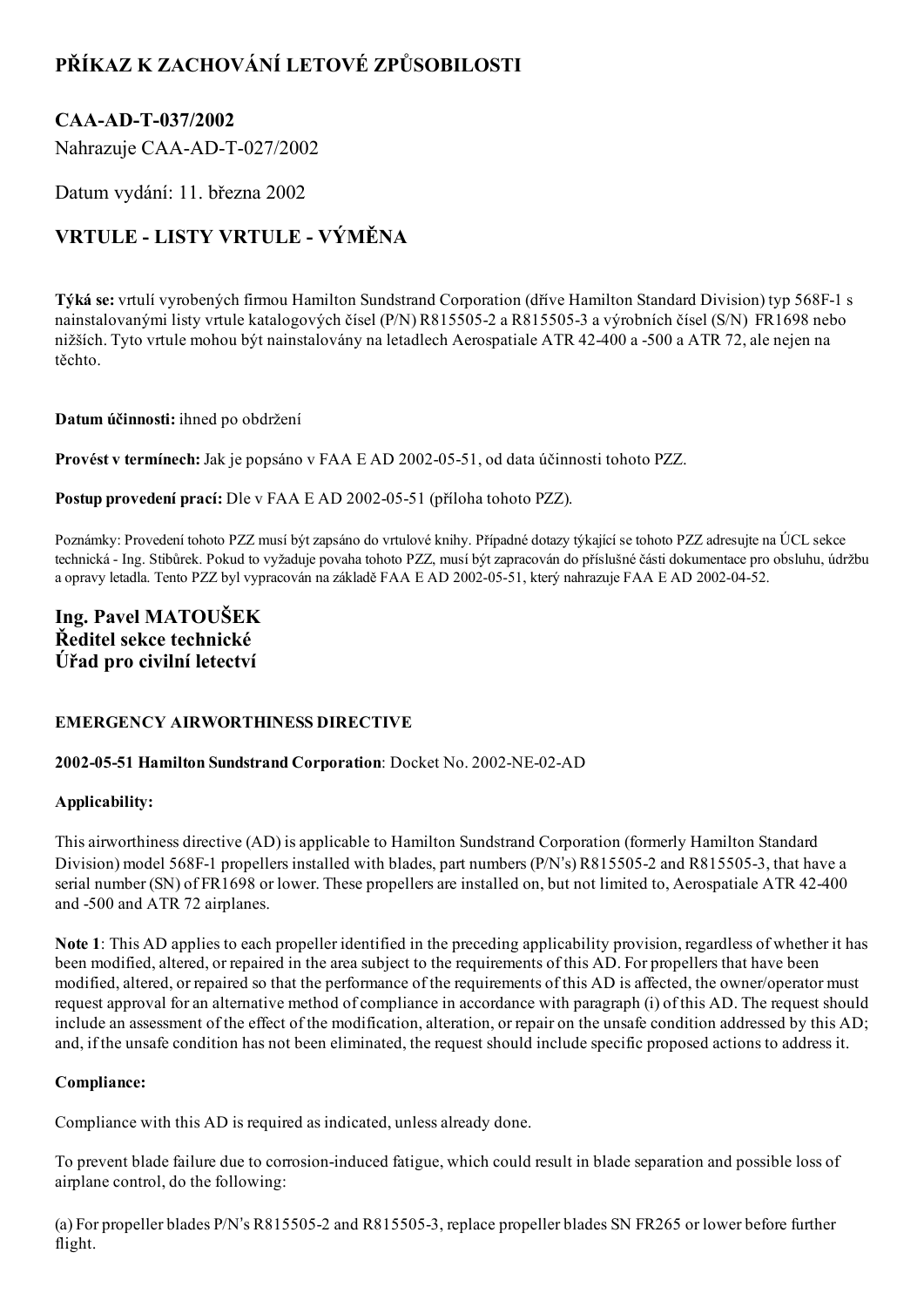# PŘÍKAZ K ZACHOVÁNÍ LETOVÉ ZPŮSOBILOSTI

## CAA-AD-T-037/2002

Nahrazuje CAA-AD-T-027/2002

Datum vydání: 11. března 2002

## VRTULE - LISTY VRTULE - VÝMĚNA

**Týká se:** vrtulí vyrobených firmou Hamilton Sundstrand Corporation (dříve Hamilton Standard Division) typ 568F-1 s nainstalovanými listy vrtule katalogových čísel (P/N) R815505-2 a R815505-3 a výrobních čísel (S/N) FR1698 nebo nižších. Tyto vrtule mohou být nainstalovány na letadlech Aerospatiale ATR 42-400 a -500 a ATR 72, ale nejen na těchto.

**Datum účinnosti:** ihned po obdržení

**Provést v termínech:** Jak je popsáno v FAA E AD 2002-05-51, od data účinnosti tohoto PZZ.

**Postup provedení prací:** Dle v FAA E AD 2002-05-51 (příloha tohoto PZZ).

Poznámky: Provedení tohoto PZZ musí být zapsáno do vrtulové knihy. Případné dotazy týkající se tohoto PZZ adresujte na ÚCL sekce technická - Ing. Stibůrek. Pokud to vyžaduje povaha tohoto PZZ, musí být zapracován do příslušné části dokumentace pro obsluhu, údržbu a opravy letadla. Tento PZZ byl vypracován na základě FAA E AD 2002-05-51, který nahrazuje FAA E AD 2002-04-52.

**Ing. Pavel MATOUŠEK**
**Ředitel sekce technické**
**Úřad pro civilní letectví**

**EMERGENCY AIRWORTHINESS DIRECTIVE**

**2002-05-51 Hamilton Sundstrand Corporation**: Docket No. 2002-NE-02-AD

**Applicability:**

This airworthiness directive (AD) is applicable to Hamilton Sundstrand Corporation (formerly Hamilton Standard Division) model 568F-1 propellers installed with blades, part numbers (P/N's) R815505-2 and R815505-3, that have a serial number (SN) of FR1698 or lower. These propellers are installed on, but not limited to, Aerospatiale ATR 42-400 and -500 and ATR 72 airplanes.

**Note 1**: This AD applies to each propeller identified in the preceding applicability provision, regardless of whether it has been modified, altered, or repaired in the area subject to the requirements of this AD. For propellers that have been modified, altered, or repaired so that the performance of the requirements of this AD is affected, the owner/operator must request approval for an alternative method of compliance in accordance with paragraph (i) of this AD. The request should include an assessment of the effect of the modification, alteration, or repair on the unsafe condition addressed by this AD; and, if the unsafe condition has not been eliminated, the request should include specific proposed actions to address it.

**Compliance:**

Compliance with this AD is required as indicated, unless already done.

To prevent blade failure due to corrosion-induced fatigue, which could result in blade separation and possible loss of airplane control, do the following:

(a) For propeller blades P/N's R815505-2 and R815505-3, replace propeller blades SN FR265 or lower before further flight.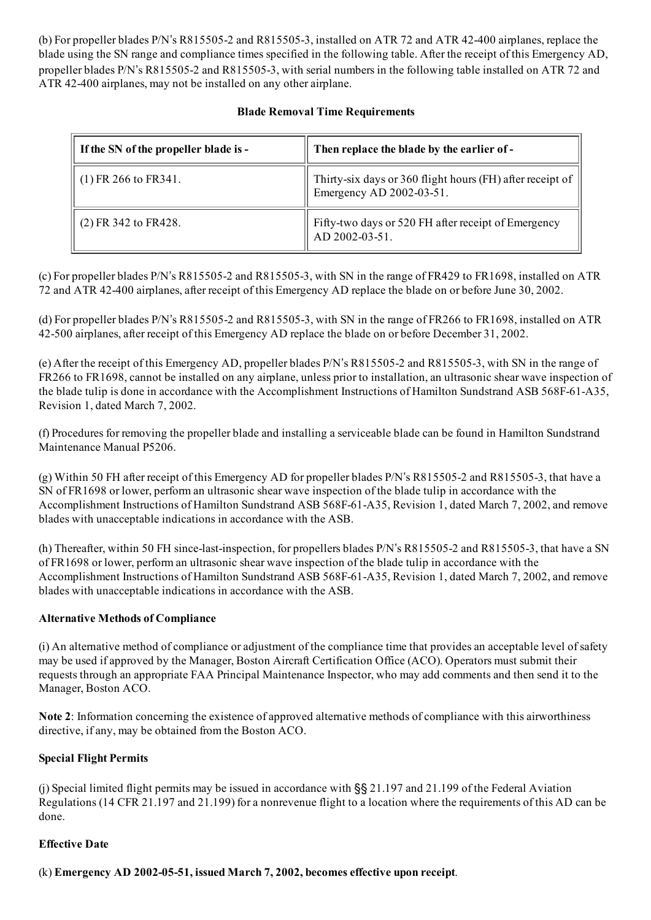(b) For propeller blades P/N's R815505-2 and R815505-3, installed on ATR 72 and ATR 42-400 airplanes, replace the blade using the SN range and compliance times specified in the following table. After the receipt of this Emergency AD, propeller blades P/N's R815505-2 and R815505-3, with serial numbers in the following table installed on ATR 72 and ATR 42-400 airplanes, may not be installed on any other airplane.

**Blade Removal Time Requirements**

| If the SN of the propeller blade is - | Then replace the blade by the earlier of - |
|---|---|
| (1) FR 266 to FR341. | Thirty-six days or 360 flight hours (FH) after receipt of Emergency AD 2002-03-51. |
| (2) FR 342 to FR428. | Fifty-two days or 520 FH after receipt of Emergency AD 2002-03-51. |

(c) For propeller blades P/N's R815505-2 and R815505-3, with SN in the range of FR429 to FR1698, installed on ATR 72 and ATR 42-400 airplanes, after receipt of this Emergency AD replace the blade on or before June 30, 2002.

(d) For propeller blades P/N's R815505-2 and R815505-3, with SN in the range of FR266 to FR1698, installed on ATR 42-500 airplanes, after receipt of this Emergency AD replace the blade on or before December 31, 2002.

(e) After the receipt of this Emergency AD, propeller blades P/N's R815505-2 and R815505-3, with SN in the range of FR266 to FR1698, cannot be installed on any airplane, unless prior to installation, an ultrasonic shear wave inspection of the blade tulip is done in accordance with the Accomplishment Instructions of Hamilton Sundstrand ASB 568F-61-A35, Revision 1, dated March 7, 2002.

(f) Procedures for removing the propeller blade and installing a serviceable blade can be found in Hamilton Sundstrand Maintenance Manual P5206.

(g) Within 50 FH after receipt of this Emergency AD for propeller blades P/N's R815505-2 and R815505-3, that have a SN of FR1698 or lower, perform an ultrasonic shear wave inspection of the blade tulip in accordance with the Accomplishment Instructions of Hamilton Sundstrand ASB 568F-61-A35, Revision 1, dated March 7, 2002, and remove blades with unacceptable indications in accordance with the ASB.

(h) Thereafter, within 50 FH since-last-inspection, for propellers blades P/N's R815505-2 and R815505-3, that have a SN of FR1698 or lower, perform an ultrasonic shear wave inspection of the blade tulip in accordance with the Accomplishment Instructions of Hamilton Sundstrand ASB 568F-61-A35, Revision 1, dated March 7, 2002, and remove blades with unacceptable indications in accordance with the ASB.

**Alternative Methods of Compliance**

(i) An alternative method of compliance or adjustment of the compliance time that provides an acceptable level of safety may be used if approved by the Manager, Boston Aircraft Certification Office (ACO). Operators must submit their requests through an appropriate FAA Principal Maintenance Inspector, who may add comments and then send it to the Manager, Boston ACO.

**Note 2**: Information concerning the existence of approved alternative methods of compliance with this airworthiness directive, if any, may be obtained from the Boston ACO.

**Special Flight Permits**

(j) Special limited flight permits may be issued in accordance with §§ 21.197 and 21.199 of the Federal Aviation Regulations (14 CFR 21.197 and 21.199) for a nonrevenue flight to a location where the requirements of this AD can be done.

**Effective Date**

(k) **Emergency AD 2002-05-51, issued March 7, 2002, becomes effective upon receipt**.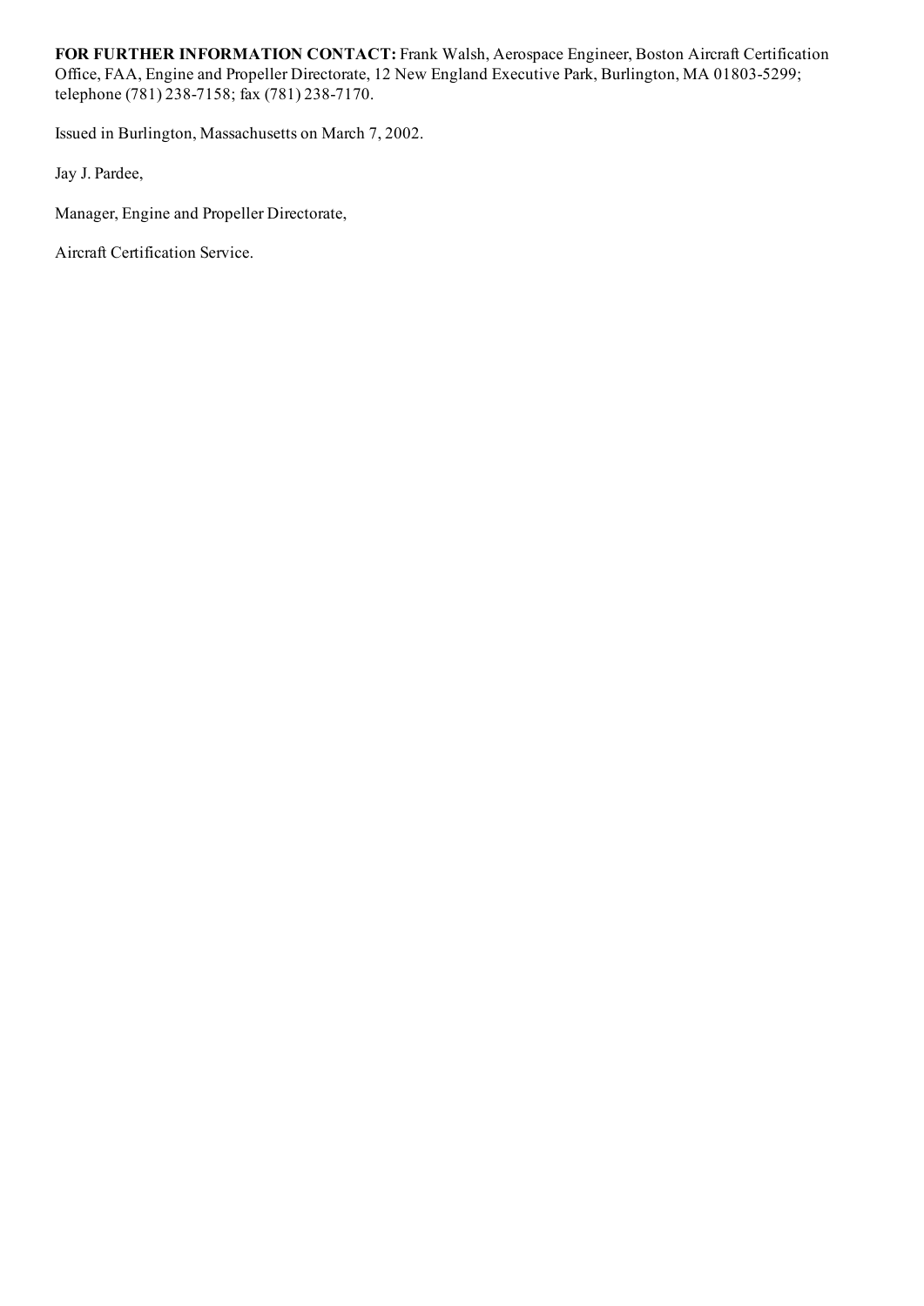**FOR FURTHER INFORMATION CONTACT:** Frank Walsh, Aerospace Engineer, Boston Aircraft Certification Office, FAA, Engine and Propeller Directorate, 12 New England Executive Park, Burlington, MA 01803-5299; telephone (781) 238-7158; fax (781) 238-7170.

Issued in Burlington, Massachusetts on March 7, 2002.

Jay J. Pardee,

Manager, Engine and Propeller Directorate,

Aircraft Certification Service.